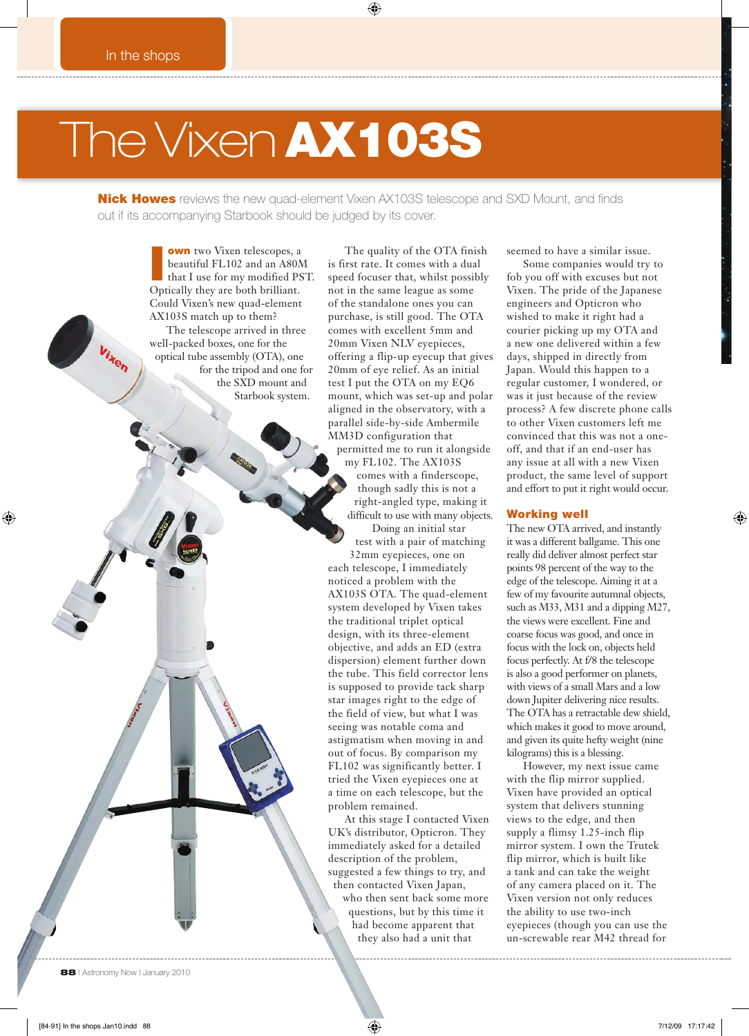In the shops

# The Vixen **AX103S**

**Nick Howes** reviews the new quad-element Vixen AX103S telescope and SXD Mount, and finds out if its accompanying Starbook should be judged by its cover.

I **own** two Vixen telescopes, a beautiful FL102 and an A80M that I use for my modified PST. Optically they are both brilliant. Could Vixen's new quad-element AX103S match up to them?

The telescope arrived in three well-packed boxes, one for the optical tube assembly (OTA), one for the tripod and one for the SXD mount and Starbook system.

The quality of the OTA finish is first rate. It comes with a dual speed focuser that, whilst possibly not in the same league as some of the standalone ones you can purchase, is still good. The OTA comes with excellent 5mm and 20mm Vixen NLV eyepieces, offering a flip-up eyecup that gives 20mm of eye relief. As an initial test I put the OTA on my EQ6 mount, which was set-up and polar aligned in the observatory, with a parallel side-by-side Ambermile MM3D configuration that permitted me to run it alongside my FL102. The AX103S comes with a finderscope, though sadly this is not a right-angled type, making it difficult to use with many objects.

Doing an initial star test with a pair of matching 32mm eyepieces, one on each telescope, I immediately noticed a problem with the AX103S OTA. The quad-element system developed by Vixen takes the traditional triplet optical design, with its three-element objective, and adds an ED (extra dispersion) element further down the tube. This field corrector lens is supposed to provide tack sharp star images right to the edge of the field of view, but what I was seeing was notable coma and astigmatism when moving in and out of focus. By comparison my FL102 was significantly better. I tried the Vixen eyepieces one at a time on each telescope, but the problem remained.

At this stage I contacted Vixen UK's distributor, Opticron. They immediately asked for a detailed description of the problem, suggested a few things to try, and then contacted Vixen Japan, who then sent back some more questions, but by this time it had become apparent that they also had a unit that seemed to have a similar issue.

Some companies would try to fob you off with excuses but not Vixen. The pride of the Japanese engineers and Opticron who wished to make it right had a courier picking up my OTA and a new one delivered within a few days, shipped in directly from Japan. Would this happen to a regular customer, I wondered, or was it just because of the review process? A few discrete phone calls to other Vixen customers left me convinced that this was not a one-off, and that if an end-user has any issue at all with a new Vixen product, the same level of support and effort to put it right would occur.

## Working well

The new OTA arrived, and instantly it was a different ballgame. This one really did deliver almost perfect star points 98 percent of the way to the edge of the telescope. Aiming it at a few of my favourite autumnal objects, such as M33, M31 and a dipping M27, the views were excellent. Fine and coarse focus was good, and once in focus with the lock on, objects held focus perfectly. At f/8 the telescope is also a good performer on planets, with views of a small Mars and a low down Jupiter delivering nice results. The OTA has a retractable dew shield, which makes it good to move around, and given its quite hefty weight (nine kilograms) this is a blessing.

However, my next issue came with the flip mirror supplied. Vixen have provided an optical system that delivers stunning views to the edge, and then supply a flimsy 1.25-inch flip mirror system. I own the Trutek flip mirror, which is built like a tank and can take the weight of any camera placed on it. The Vixen version not only reduces the ability to use two-inch eyepieces (though you can use the un-screwable rear M42 thread for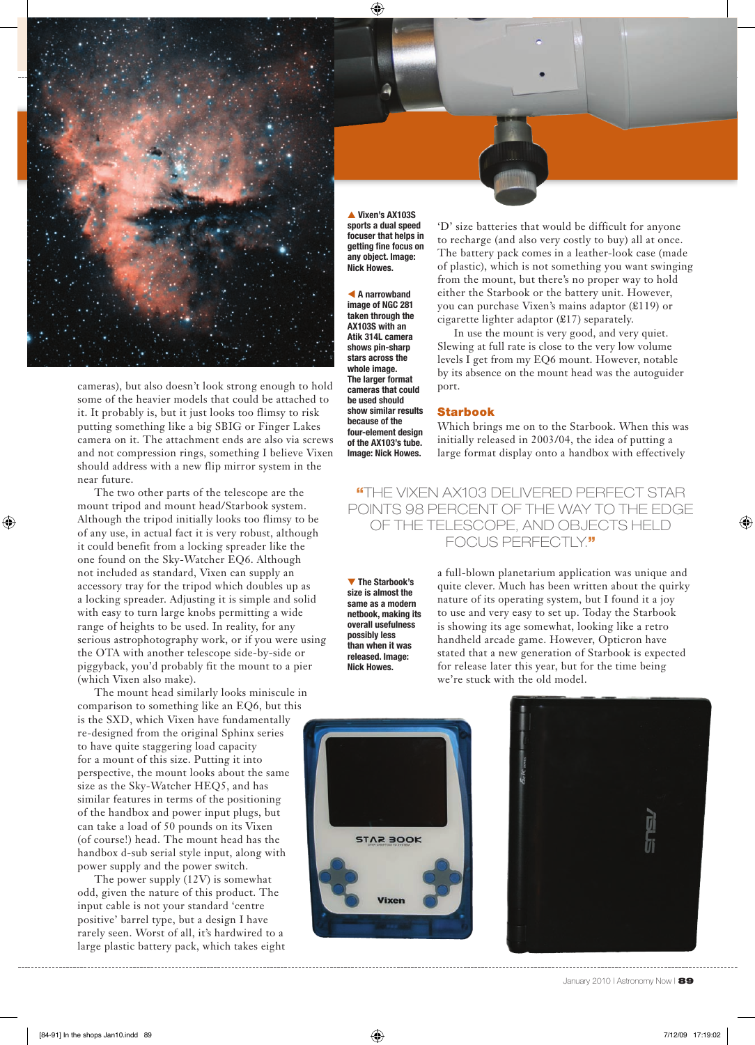cameras), but also doesn't look strong enough to hold some of the heavier models that could be attached to it. It probably is, but it just looks too flimsy to risk putting something like a big SBIG or Finger Lakes camera on it. The attachment ends are also via screws and not compression rings, something I believe Vixen should address with a new flip mirror system in the near future.

The two other parts of the telescope are the mount tripod and mount head/Starbook system. Although the tripod initially looks too flimsy to be of any use, in actual fact it is very robust, although it could benefit from a locking spreader like the one found on the Sky-Watcher EQ6. Although not included as standard, Vixen can supply an accessory tray for the tripod which doubles up as a locking spreader. Adjusting it is simple and solid with easy to turn large knobs permitting a wide range of heights to be used. In reality, for any serious astrophotography work, or if you were using the OTA with another telescope side-by-side or piggyback, you'd probably fit the mount to a pier (which Vixen also make).

The mount head similarly looks miniscule in comparison to something like an EQ6, but this is the SXD, which Vixen have fundamentally re-designed from the original Sphinx series to have quite staggering load capacity for a mount of this size. Putting it into perspective, the mount looks about the same size as the Sky-Watcher HEQ5, and has similar features in terms of the positioning of the handbox and power input plugs, but can take a load of 50 pounds on its Vixen (of course!) head. The mount head has the handbox d-sub serial style input, along with power supply and the power switch.

The power supply (12V) is somewhat odd, given the nature of this product. The input cable is not your standard 'centre positive' barrel type, but a design I have rarely seen. Worst of all, it's hardwired to a large plastic battery pack, which takes eight 'D' size batteries that would be difficult for anyone to recharge (and also very costly to buy) all at once. The battery pack comes in a leather-look case (made of plastic), which is not something you want swinging from the mount, but there's no proper way to hold either the Starbook or the battery unit. However, you can purchase Vixen's mains adaptor (£119) or cigarette lighter adaptor (£17) separately.

In use the mount is very good, and very quiet. Slewing at full rate is close to the very low volume levels I get from my EQ6 mount. However, notable by its absence on the mount head was the autoguider port.

▲ **Vixen's AX103S sports a dual speed focuser that helps in getting fine focus on any object. Image: Nick Howes.**

◄ **A narrowband image of NGC 281 taken through the AX103S with an Atik 314L camera shows pin-sharp stars across the whole image. The larger format cameras that could be used should show similar results because of the four-element design of the AX103's tube. Image: Nick Howes.**

## Starbook

Which brings me on to the Starbook. When this was initially released in 2003/04, the idea of putting a large format display onto a handbox with effectively a full-blown planetarium application was unique and quite clever. Much has been written about the quirky nature of its operating system, but I found it a joy to use and very easy to set up. Today the Starbook is showing its age somewhat, looking like a retro handheld arcade game. However, Opticron have stated that a new generation of Starbook is expected for release later this year, but for the time being we're stuck with the old model.

"THE VIXEN AX103 DELIVERED PERFECT STAR POINTS 98 PERCENT OF THE WAY TO THE EDGE OF THE TELESCOPE, AND OBJECTS HELD FOCUS PERFECTLY."

▼ **The Starbook's size is almost the same as a modern netbook, making its overall usefulness possibly less than when it was released. Image: Nick Howes.**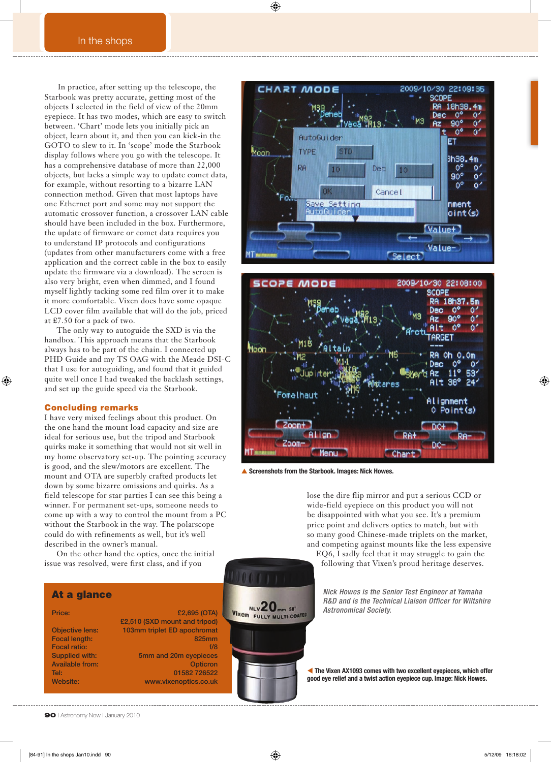In practice, after setting up the telescope, the Starbook was pretty accurate, getting most of the objects I selected in the field of view of the 20mm eyepiece. It has two modes, which are easy to switch between. 'Chart' mode lets you initially pick an object, learn about it, and then you can kick-in the GOTO to slew to it. In 'scope' mode the Starbook display follows where you go with the telescope. It has a comprehensive database of more than 22,000 objects, but lacks a simple way to update comet data, for example, without resorting to a bizarre LAN connection method. Given that most laptops only have one Ethernet port and some may not support the automatic crossover function, a crossover LAN cable should have been included in the box. Furthermore, the update of firmware or comet data requires you to understand IP protocols and configurations (updates from other manufacturers come with a free application and the correct cable in the box to easily update the firmware via a download). The screen is also very bright, even when dimmed, and I found myself lightly tacking some red film over it to make it more comfortable. Vixen does have some opaque LCD cover film available that will do the job, priced at £7.50 for a pack of two.

The only way to autoguide the SXD is via the handbox. This approach means that the Starbook always has to be part of the chain. I connected up PHD Guide and my TS OAG with the Meade DSI-C that I use for autoguiding, and found that it guided quite well once I had tweaked the backlash settings, and set up the guide speed via the Starbook.

## Concluding remarks

I have very mixed feelings about this product. On the one hand the mount load capacity and size are ideal for serious use, but the tripod and Starbook quirks make it something that would not sit well in my home observatory set-up. The pointing accuracy is good, and the slew/motors are excellent. The mount and OTA are superbly crafted products let down by some bizarre omissions and quirks. As a field telescope for star parties I can see this being a winner. For permanent set-ups, someone needs to come up with a way to control the mount from a PC without the Starbook in the way. The polarscope could do with refinements as well, but it's well described in the owner's manual.

On the other hand the optics, once the initial issue was resolved, were first class, and if you lose the dire flip mirror and put a serious CCD or wide-field eyepiece on this product you will not be disappointed with what you see. It's a premium price point and delivers optics to match, but with so many good Chinese-made triplets on the market, and competing against mounts like the less expensive EQ6, I sadly feel that it may struggle to gain the following that Vixen's proud heritage deserves.

*Nick Howes is the Senior Test Engineer at Yamaha R&D and is the Technical Liaison Officer for Wiltshire Astronomical Society.*

▲ Screenshots from the Starbook. Images: Nick Howes.

◀ The Vixen AX1093 comes with two excellent eyepieces, which offer good eye relief and a twist action eyepiece cup. Image: Nick Howes.

## At a glance

| | |
|---|---|
| Price: | £2,695 (OTA) £2,510 (SXD mount and tripod) |
| Objective lens: | 103mm triplet ED apochromat |
| Focal length: | 825mm |
| Focal ratio: | f/8 |
| Supplied with: | 5mm and 20m eyepieces |
| Available from: | Opticron |
| Tel: | 01582 726522 |
| Website: | www.vixenoptics.co.uk |